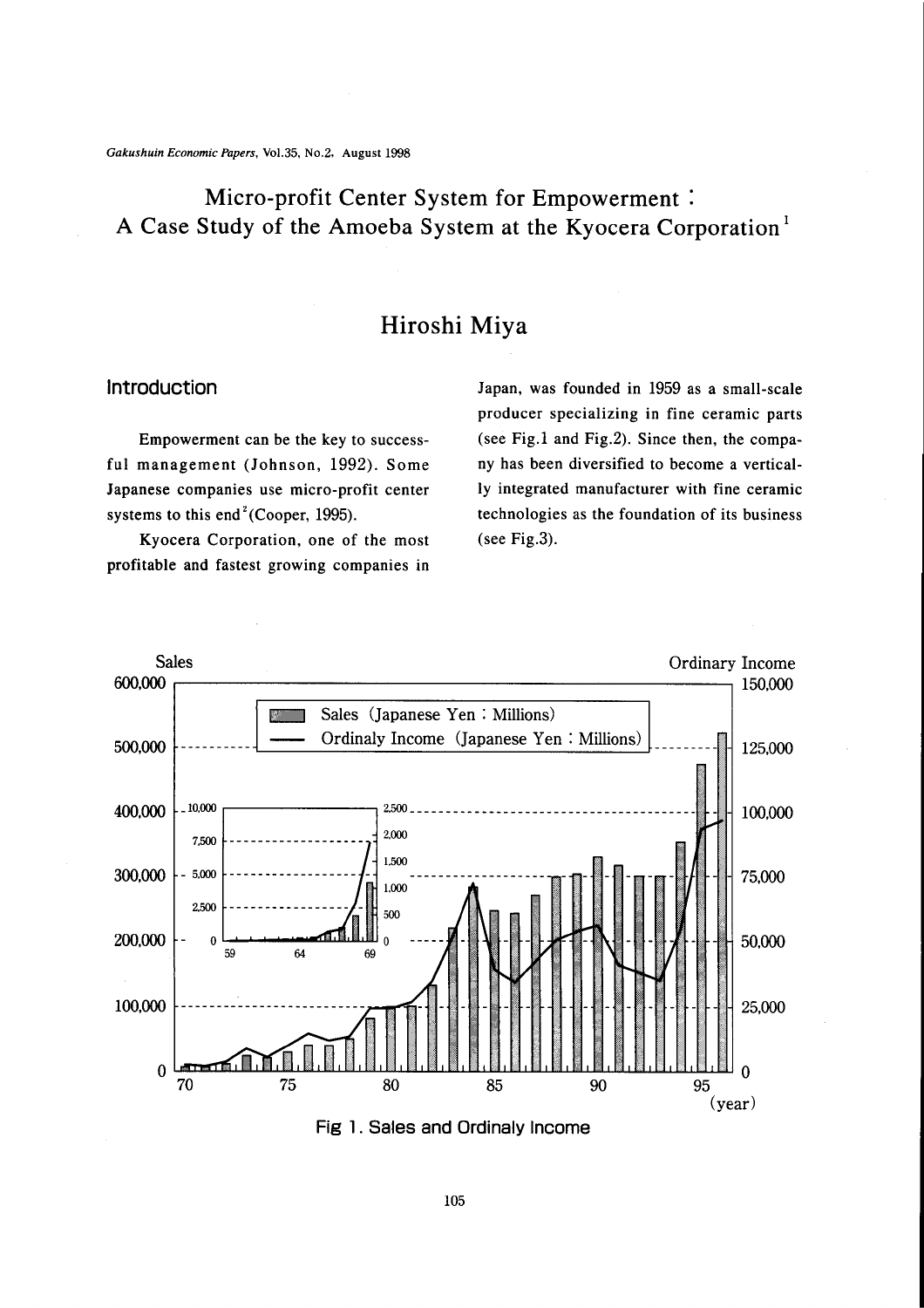# Micro-profit Center System for Empowerment : A Case Study of the Amoeba System at the Kyocera Corporation[1]

## Hiroshi Miya

## Introduction

Empowerment can be the key to successful management (Johnson, 1992). Some Japanese companies use micro-profit center systems to this end[2] (Cooper, 1995).

Kyocera Corporation, one of the most profitable and fastest growing companies in Japan, was founded in 1959 as a small-scale producer specializing in fine ceramic parts (see Fig.1 and Fig.2). Since then, the company has been diversified to become a vertically integrated manufacturer with fine ceramic technologies as the foundation of its business (see Fig.3).

Fig 1. Sales and Ordinaly Income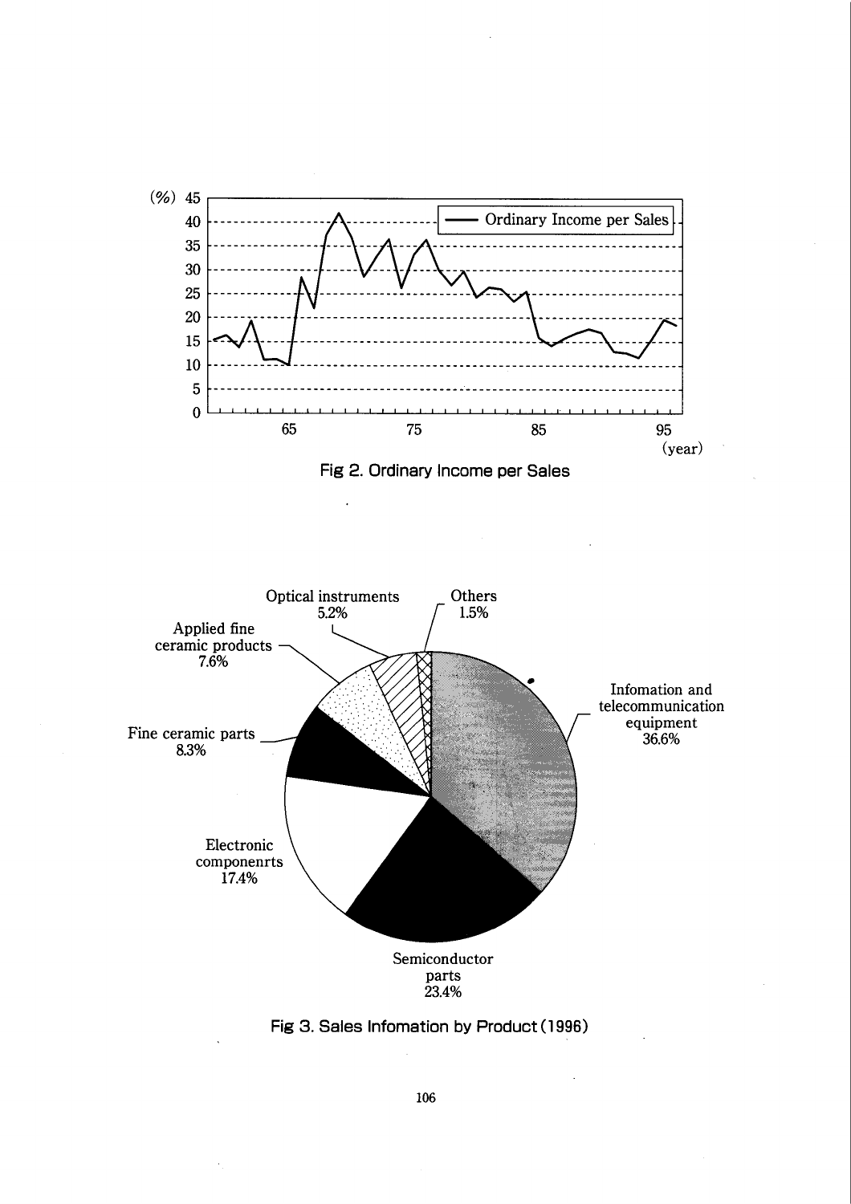Fig 2. Ordinary Income per Sales

Fig 3. Sales Infomation by Product (1996)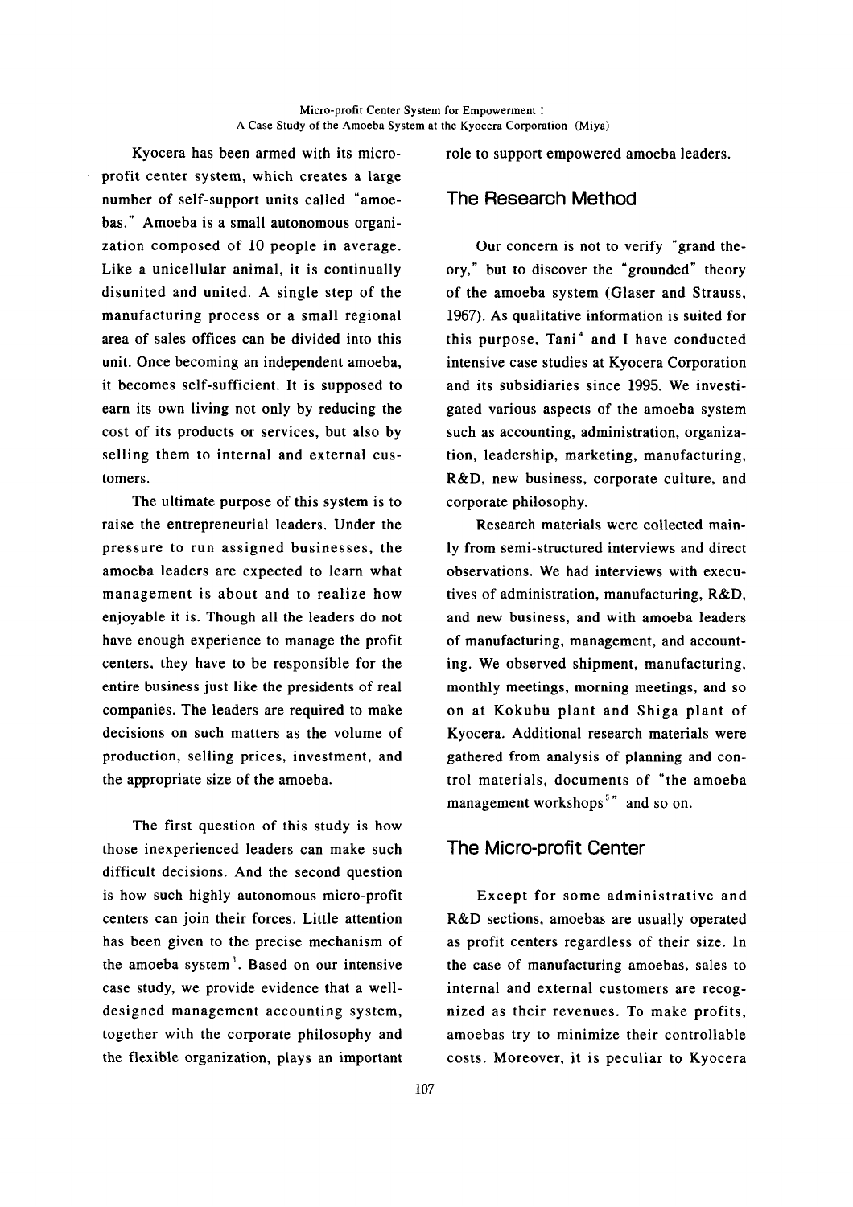Kyocera has been armed with its micro-profit center system, which creates a large number of self-support units called "amoebas." Amoeba is a small autonomous organization composed of 10 people in average. Like a unicellular animal, it is continually disunited and united. A single step of the manufacturing process or a small regional area of sales offices can be divided into this unit. Once becoming an independent amoeba, it becomes self-sufficient. It is supposed to earn its own living not only by reducing the cost of its products or services, but also by selling them to internal and external customers.

The ultimate purpose of this system is to raise the entrepreneurial leaders. Under the pressure to run assigned businesses, the amoeba leaders are expected to learn what management is about and to realize how enjoyable it is. Though all the leaders do not have enough experience to manage the profit centers, they have to be responsible for the entire business just like the presidents of real companies. The leaders are required to make decisions on such matters as the volume of production, selling prices, investment, and the appropriate size of the amoeba.

The first question of this study is how those inexperienced leaders can make such difficult decisions. And the second question is how such highly autonomous micro-profit centers can join their forces. Little attention has been given to the precise mechanism of the amoeba system[3]. Based on our intensive case study, we provide evidence that a well-designed management accounting system, together with the corporate philosophy and the flexible organization, plays an important role to support empowered amoeba leaders.

## The Research Method

Our concern is not to verify "grand theory," but to discover the "grounded" theory of the amoeba system (Glaser and Strauss, 1967). As qualitative information is suited for this purpose, Tani[4] and I have conducted intensive case studies at Kyocera Corporation and its subsidiaries since 1995. We investigated various aspects of the amoeba system such as accounting, administration, organization, leadership, marketing, manufacturing, R&D, new business, corporate culture, and corporate philosophy.

Research materials were collected mainly from semi-structured interviews and direct observations. We had interviews with executives of administration, manufacturing, R&D, and new business, and with amoeba leaders of manufacturing, management, and accounting. We observed shipment, manufacturing, monthly meetings, morning meetings, and so on at Kokubu plant and Shiga plant of Kyocera. Additional research materials were gathered from analysis of planning and control materials, documents of "the amoeba management workshops[5]" and so on.

## The Micro-profit Center

Except for some administrative and R&D sections, amoebas are usually operated as profit centers regardless of their size. In the case of manufacturing amoebas, sales to internal and external customers are recognized as their revenues. To make profits, amoebas try to minimize their controllable costs. Moreover, it is peculiar to Kyocera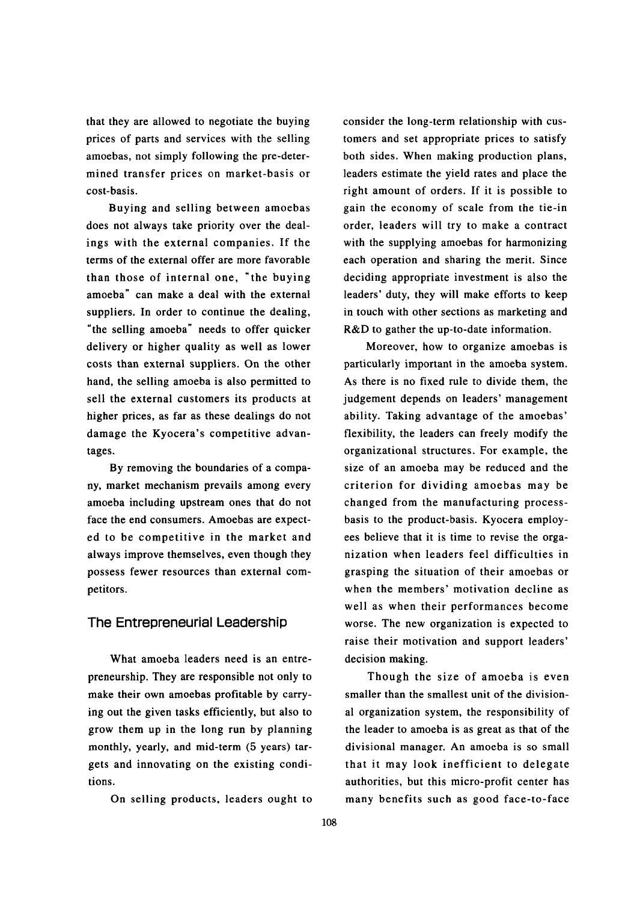that they are allowed to negotiate the buying prices of parts and services with the selling amoebas, not simply following the pre-determined transfer prices on market-basis or cost-basis.

Buying and selling between amoebas does not always take priority over the dealings with the external companies. If the terms of the external offer are more favorable than those of internal one, "the buying amoeba" can make a deal with the external suppliers. In order to continue the dealing, "the selling amoeba" needs to offer quicker delivery or higher quality as well as lower costs than external suppliers. On the other hand, the selling amoeba is also permitted to sell the external customers its products at higher prices, as far as these dealings do not damage the Kyocera's competitive advantages.

By removing the boundaries of a company, market mechanism prevails among every amoeba including upstream ones that do not face the end consumers. Amoebas are expected to be competitive in the market and always improve themselves, even though they possess fewer resources than external competitors.

## The Entrepreneurial Leadership

What amoeba leaders need is an entrepreneurship. They are responsible not only to make their own amoebas profitable by carrying out the given tasks efficiently, but also to grow them up in the long run by planning monthly, yearly, and mid-term (5 years) targets and innovating on the existing conditions.

On selling products, leaders ought to consider the long-term relationship with customers and set appropriate prices to satisfy both sides. When making production plans, leaders estimate the yield rates and place the right amount of orders. If it is possible to gain the economy of scale from the tie-in order, leaders will try to make a contract with the supplying amoebas for harmonizing each operation and sharing the merit. Since deciding appropriate investment is also the leaders' duty, they will make efforts to keep in touch with other sections as marketing and R&D to gather the up-to-date information.

Moreover, how to organize amoebas is particularly important in the amoeba system. As there is no fixed rule to divide them, the judgement depends on leaders' management ability. Taking advantage of the amoebas' flexibility, the leaders can freely modify the organizational structures. For example, the size of an amoeba may be reduced and the criterion for dividing amoebas may be changed from the manufacturing process-basis to the product-basis. Kyocera employees believe that it is time to revise the organization when leaders feel difficulties in grasping the situation of their amoebas or when the members' motivation decline as well as when their performances become worse. The new organization is expected to raise their motivation and support leaders' decision making.

Though the size of amoeba is even smaller than the smallest unit of the divisional organization system, the responsibility of the leader to amoeba is as great as that of the divisional manager. An amoeba is so small that it may look inefficient to delegate authorities, but this micro-profit center has many benefits such as good face-to-face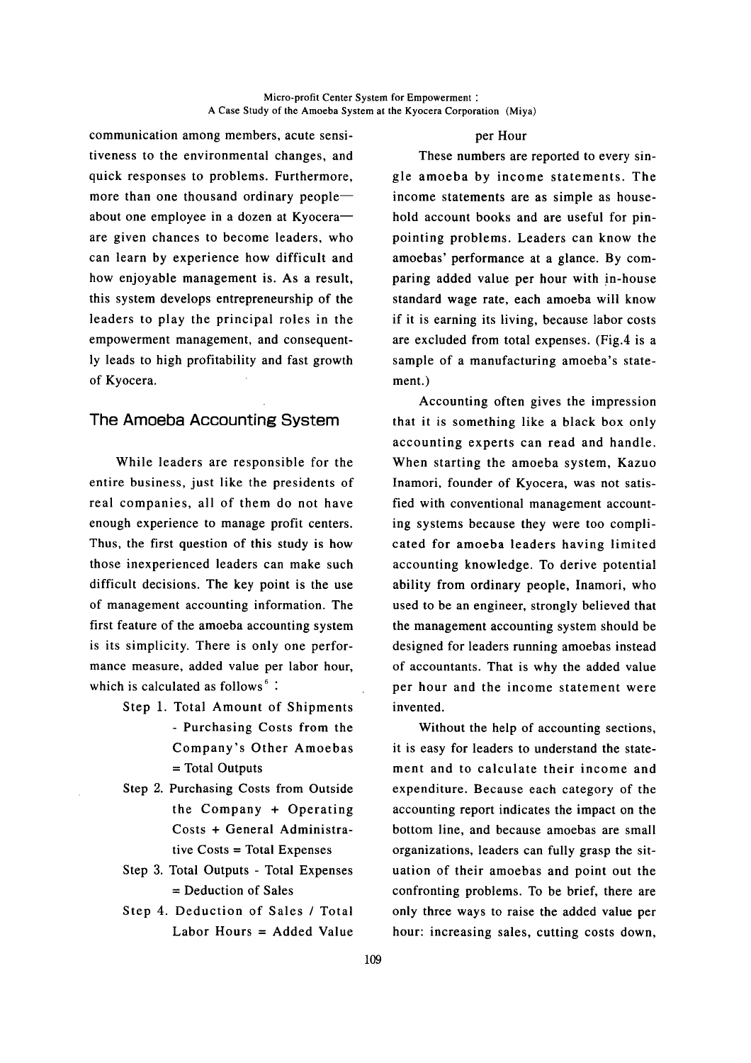communication among members, acute sensitiveness to the environmental changes, and quick responses to problems. Furthermore, more than one thousand ordinary people—about one employee in a dozen at Kyocera—are given chances to become leaders, who can learn by experience how difficult and how enjoyable management is. As a result, this system develops entrepreneurship of the leaders to play the principal roles in the empowerment management, and consequently leads to high profitability and fast growth of Kyocera.

## The Amoeba Accounting System

While leaders are responsible for the entire business, just like the presidents of real companies, all of them do not have enough experience to manage profit centers. Thus, the first question of this study is how those inexperienced leaders can make such difficult decisions. The key point is the use of management accounting information. The first feature of the amoeba accounting system is its simplicity. There is only one performance measure, added value per labor hour, which is calculated as follows[6] :

Step 1. Total Amount of Shipments - Purchasing Costs from the Company's Other Amoebas = Total Outputs

Step 2. Purchasing Costs from Outside the Company + Operating Costs + General Administrative Costs = Total Expenses

Step 3. Total Outputs - Total Expenses = Deduction of Sales

Step 4. Deduction of Sales / Total Labor Hours = Added Value per Hour

These numbers are reported to every single amoeba by income statements. The income statements are as simple as household account books and are useful for pinpointing problems. Leaders can know the amoebas' performance at a glance. By comparing added value per hour with in-house standard wage rate, each amoeba will know if it is earning its living, because labor costs are excluded from total expenses. (Fig.4 is a sample of a manufacturing amoeba's statement.)

Accounting often gives the impression that it is something like a black box only accounting experts can read and handle. When starting the amoeba system, Kazuo Inamori, founder of Kyocera, was not satisfied with conventional management accounting systems because they were too complicated for amoeba leaders having limited accounting knowledge. To derive potential ability from ordinary people, Inamori, who used to be an engineer, strongly believed that the management accounting system should be designed for leaders running amoebas instead of accountants. That is why the added value per hour and the income statement were invented.

Without the help of accounting sections, it is easy for leaders to understand the statement and to calculate their income and expenditure. Because each category of the accounting report indicates the impact on the bottom line, and because amoebas are small organizations, leaders can fully grasp the situation of their amoebas and point out the confronting problems. To be brief, there are only three ways to raise the added value per hour: increasing sales, cutting costs down,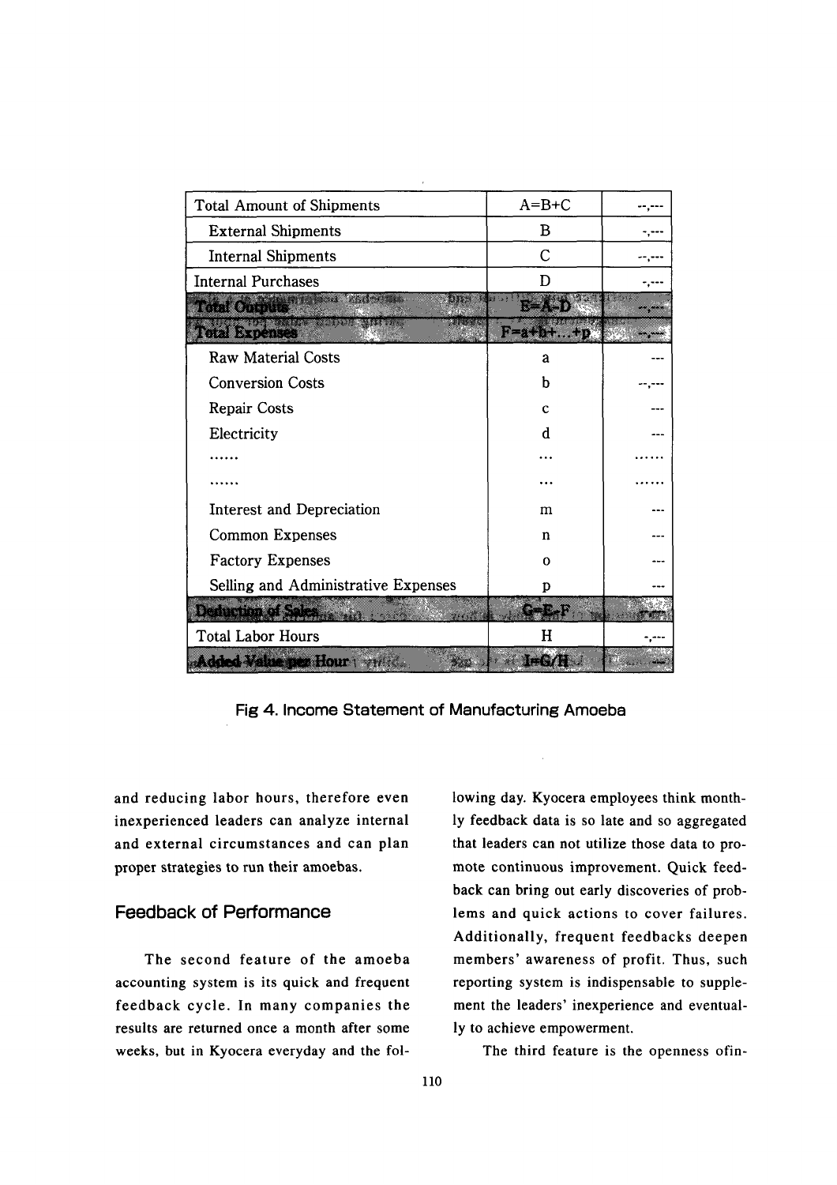| Total Amount of Shipments | A=B+C | --,--- |
|---|---|---|
| External Shipments | B | -,--- |
| Internal Shipments | C | --,--- |
| Internal Purchases | D | -,--- |
| **Total Outputs** | **E=A-D** | **--,---** |
| **Total Expenses** | **F=a+b+...+p** | **--,---** |
| Raw Material Costs | a | --- |
| Conversion Costs | b | --,--- |
| Repair Costs | c | --- |
| Electricity | d | --- |
| ...... | ... | ...... |
| ...... | ... | ...... |
| Interest and Depreciation | m | --- |
| Common Expenses | n | --- |
| Factory Expenses | o | --- |
| Selling and Administrative Expenses | p | --- |
| **Deduction of Sales** | **G=E-F** | **-,---** |
| Total Labor Hours | H | -,--- |
| **Added Value per Hour** | **I=G/H** | **---** |

Fig 4. Income Statement of Manufacturing Amoeba

and reducing labor hours, therefore even inexperienced leaders can analyze internal and external circumstances and can plan proper strategies to run their amoebas.

## Feedback of Performance

The second feature of the amoeba accounting system is its quick and frequent feedback cycle. In many companies the results are returned once a month after some weeks, but in Kyocera everyday and the following day. Kyocera employees think monthly feedback data is so late and so aggregated that leaders can not utilize those data to promote continuous improvement. Quick feedback can bring out early discoveries of problems and quick actions to cover failures. Additionally, frequent feedbacks deepen members' awareness of profit. Thus, such reporting system is indispensable to supplement the leaders' inexperience and eventually to achieve empowerment.

The third feature is the openness ofin-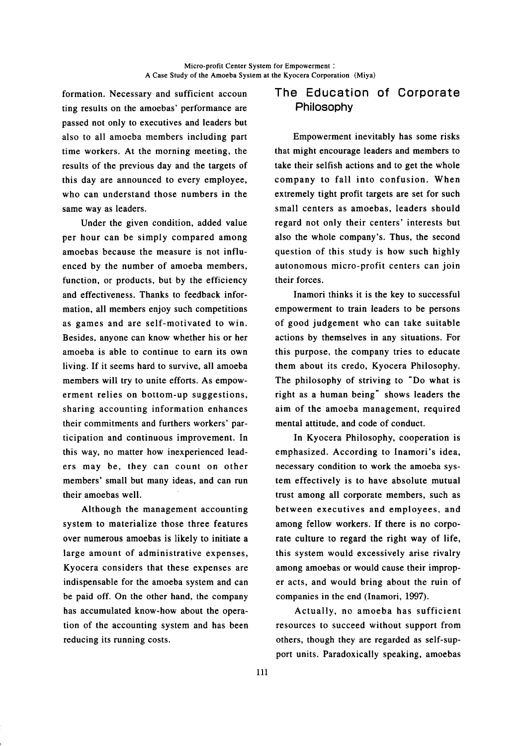formation. Necessary and sufficient accounting results on the amoebas' performance are passed not only to executives and leaders but also to all amoeba members including part time workers. At the morning meeting, the results of the previous day and the targets of this day are announced to every employee, who can understand those numbers in the same way as leaders.

Under the given condition, added value per hour can be simply compared among amoebas because the measure is not influenced by the number of amoeba members, function, or products, but by the efficiency and effectiveness. Thanks to feedback information, all members enjoy such competitions as games and are self-motivated to win. Besides, anyone can know whether his or her amoeba is able to continue to earn its own living. If it seems hard to survive, all amoeba members will try to unite efforts. As empowerment relies on bottom-up suggestions, sharing accounting information enhances their commitments and furthers workers' participation and continuous improvement. In this way, no matter how inexperienced leaders may be, they can count on other members' small but many ideas, and can run their amoebas well.

Although the management accounting system to materialize those three features over numerous amoebas is likely to initiate a large amount of administrative expenses, Kyocera considers that these expenses are indispensable for the amoeba system and can be paid off. On the other hand, the company has accumulated know-how about the operation of the accounting system and has been reducing its running costs.

## The Education of Corporate Philosophy

Empowerment inevitably has some risks that might encourage leaders and members to take their selfish actions and to get the whole company to fall into confusion. When extremely tight profit targets are set for such small centers as amoebas, leaders should regard not only their centers' interests but also the whole company's. Thus, the second question of this study is how such highly autonomous micro-profit centers can join their forces.

Inamori thinks it is the key to successful empowerment to train leaders to be persons of good judgement who can take suitable actions by themselves in any situations. For this purpose, the company tries to educate them about its credo, Kyocera Philosophy. The philosophy of striving to "Do what is right as a human being" shows leaders the aim of the amoeba management, required mental attitude, and code of conduct.

In Kyocera Philosophy, cooperation is emphasized. According to Inamori's idea, necessary condition to work the amoeba system effectively is to have absolute mutual trust among all corporate members, such as between executives and employees, and among fellow workers. If there is no corporate culture to regard the right way of life, this system would excessively arise rivalry among amoebas or would cause their improper acts, and would bring about the ruin of companies in the end (Inamori, 1997).

Actually, no amoeba has sufficient resources to succeed without support from others, though they are regarded as self-support units. Paradoxically speaking, amoebas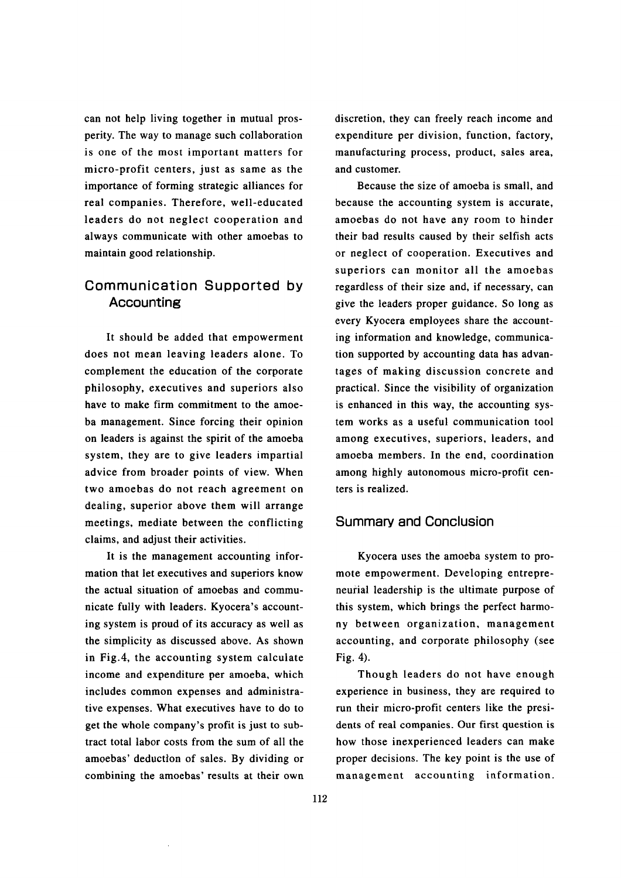can not help living together in mutual prosperity. The way to manage such collaboration is one of the most important matters for micro-profit centers, just as same as the importance of forming strategic alliances for real companies. Therefore, well-educated leaders do not neglect cooperation and always communicate with other amoebas to maintain good relationship.

## Communication Supported by Accounting

It should be added that empowerment does not mean leaving leaders alone. To complement the education of the corporate philosophy, executives and superiors also have to make firm commitment to the amoeba management. Since forcing their opinion on leaders is against the spirit of the amoeba system, they are to give leaders impartial advice from broader points of view. When two amoebas do not reach agreement on dealing, superior above them will arrange meetings, mediate between the conflicting claims, and adjust their activities.

It is the management accounting information that let executives and superiors know the actual situation of amoebas and communicate fully with leaders. Kyocera's accounting system is proud of its accuracy as well as the simplicity as discussed above. As shown in Fig.4, the accounting system calculate income and expenditure per amoeba, which includes common expenses and administrative expenses. What executives have to do to get the whole company's profit is just to subtract total labor costs from the sum of all the amoebas' deduction of sales. By dividing or combining the amoebas' results at their own discretion, they can freely reach income and expenditure per division, function, factory, manufacturing process, product, sales area, and customer.

Because the size of amoeba is small, and because the accounting system is accurate, amoebas do not have any room to hinder their bad results caused by their selfish acts or neglect of cooperation. Executives and superiors can monitor all the amoebas regardless of their size and, if necessary, can give the leaders proper guidance. So long as every Kyocera employees share the accounting information and knowledge, communication supported by accounting data has advantages of making discussion concrete and practical. Since the visibility of organization is enhanced in this way, the accounting system works as a useful communication tool among executives, superiors, leaders, and amoeba members. In the end, coordination among highly autonomous micro-profit centers is realized.

## Summary and Conclusion

Kyocera uses the amoeba system to promote empowerment. Developing entrepreneurial leadership is the ultimate purpose of this system, which brings the perfect harmony between organization, management accounting, and corporate philosophy (see Fig. 4).

Though leaders do not have enough experience in business, they are required to run their micro-profit centers like the presidents of real companies. Our first question is how those inexperienced leaders can make proper decisions. The key point is the use of management accounting information.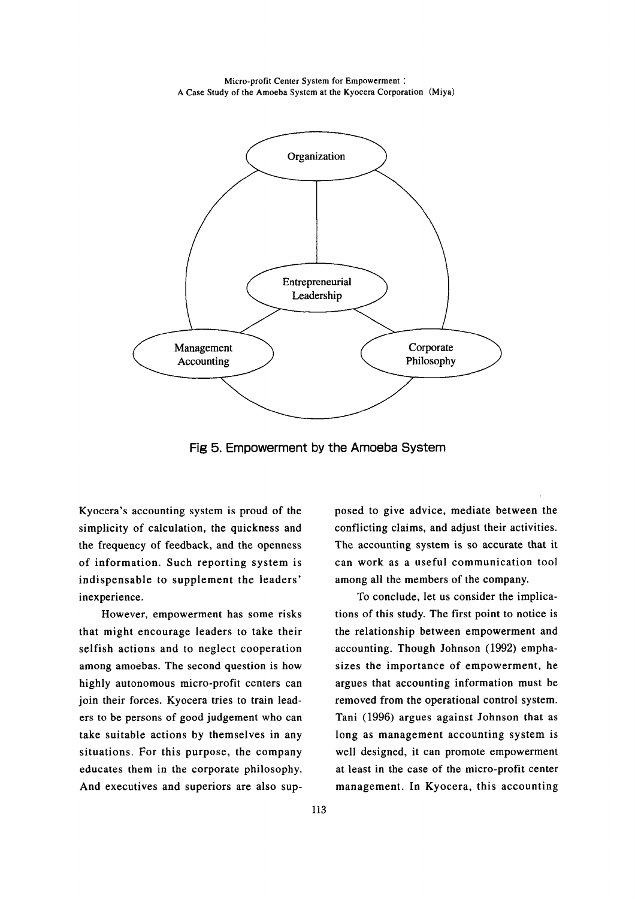Organization

Entrepreneurial Leadership

Management Accounting

Corporate Philosophy

**Fig 5. Empowerment by the Amoeba System**

Kyocera's accounting system is proud of the simplicity of calculation, the quickness and the frequency of feedback, and the openness of information. Such reporting system is indispensable to supplement the leaders' inexperience.

However, empowerment has some risks that might encourage leaders to take their selfish actions and to neglect cooperation among amoebas. The second question is how highly autonomous micro-profit centers can join their forces. Kyocera tries to train leaders to be persons of good judgement who can take suitable actions by themselves in any situations. For this purpose, the company educates them in the corporate philosophy. And executives and superiors are also supposed to give advice, mediate between the conflicting claims, and adjust their activities. The accounting system is so accurate that it can work as a useful communication tool among all the members of the company.

To conclude, let us consider the implications of this study. The first point to notice is the relationship between empowerment and accounting. Though Johnson (1992) emphasizes the importance of empowerment, he argues that accounting information must be removed from the operational control system. Tani (1996) argues against Johnson that as long as management accounting system is well designed, it can promote empowerment at least in the case of the micro-profit center management. In Kyocera, this accounting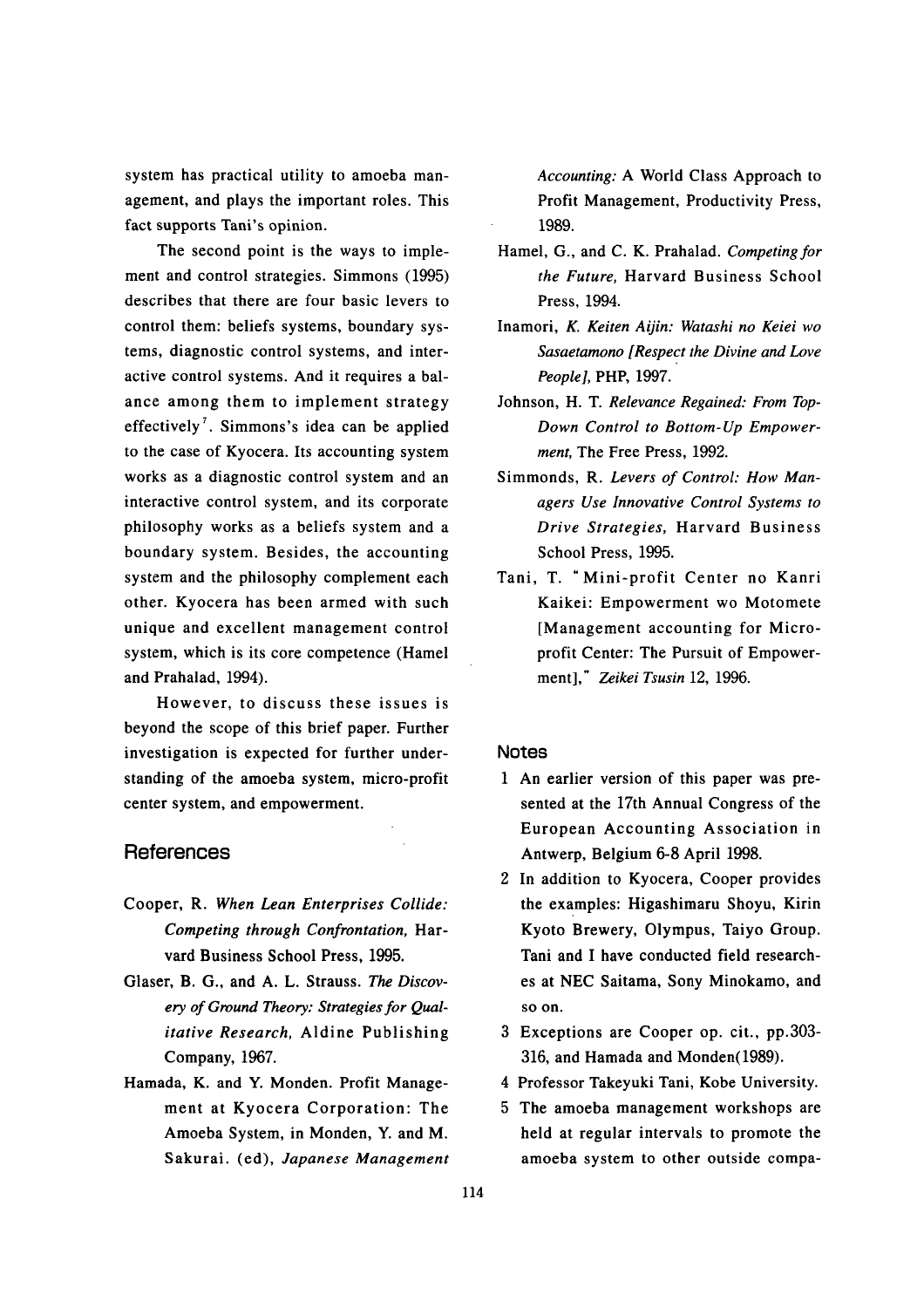system has practical utility to amoeba management, and plays the important roles. This fact supports Tani's opinion.

The second point is the ways to implement and control strategies. Simmons (1995) describes that there are four basic levers to control them: beliefs systems, boundary systems, diagnostic control systems, and interactive control systems. And it requires a balance among them to implement strategy effectively[7]. Simmons's idea can be applied to the case of Kyocera. Its accounting system works as a diagnostic control system and an interactive control system, and its corporate philosophy works as a beliefs system and a boundary system. Besides, the accounting system and the philosophy complement each other. Kyocera has been armed with such unique and excellent management control system, which is its core competence (Hamel and Prahalad, 1994).

However, to discuss these issues is beyond the scope of this brief paper. Further investigation is expected for further understanding of the amoeba system, micro-profit center system, and empowerment.

## References

Cooper, R. *When Lean Enterprises Collide: Competing through Confrontation,* Harvard Business School Press, 1995.

Glaser, B. G., and A. L. Strauss. *The Discovery of Ground Theory: Strategies for Qualitative Research,* Aldine Publishing Company, 1967.

Hamada, K. and Y. Monden. Profit Management at Kyocera Corporation: The Amoeba System, in Monden, Y. and M. Sakurai. (ed), *Japanese Management Accounting:* A World Class Approach to Profit Management, Productivity Press, 1989.

Hamel, G., and C. K. Prahalad. *Competing for the Future,* Harvard Business School Press, 1994.

Inamori, *K. Keiten Aijin: Watashi no Keiei wo Sasaetamono [Respect the Divine and Love People],* PHP, 1997.

Johnson, H. T. *Relevance Regained: From Top-Down Control to Bottom-Up Empowerment,* The Free Press, 1992.

Simmonds, R. *Levers of Control: How Managers Use Innovative Control Systems to Drive Strategies,* Harvard Business School Press, 1995.

Tani, T. "Mini-profit Center no Kanri Kaikei: Empowerment wo Motomete [Management accounting for Micro-profit Center: The Pursuit of Empowerment]," *Zeikei Tsusin* 12, 1996.

## Notes

1. An earlier version of this paper was presented at the 17th Annual Congress of the European Accounting Association in Antwerp, Belgium 6-8 April 1998.
2. In addition to Kyocera, Cooper provides the examples: Higashimaru Shoyu, Kirin Kyoto Brewery, Olympus, Taiyo Group. Tani and I have conducted field researches at NEC Saitama, Sony Minokamo, and so on.
3. Exceptions are Cooper op. cit., pp.303-316, and Hamada and Monden(1989).
4. Professor Takeyuki Tani, Kobe University.
5. The amoeba management workshops are held at regular intervals to promote the amoeba system to other outside compa-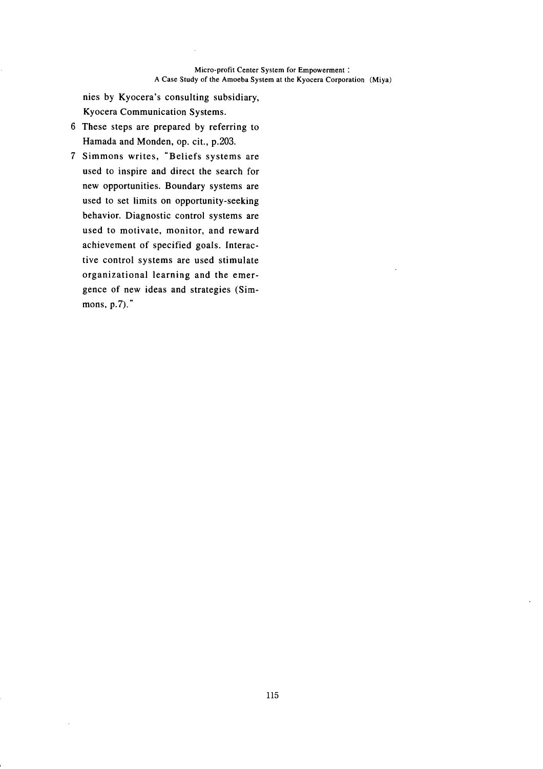nies by Kyocera's consulting subsidiary, Kyocera Communication Systems.

6 These steps are prepared by referring to Hamada and Monden, op. cit., p.203.

7 Simmons writes, "Beliefs systems are used to inspire and direct the search for new opportunities. Boundary systems are used to set limits on opportunity-seeking behavior. Diagnostic control systems are used to motivate, monitor, and reward achievement of specified goals. Interactive control systems are used stimulate organizational learning and the emergence of new ideas and strategies (Simmons, p.7)."